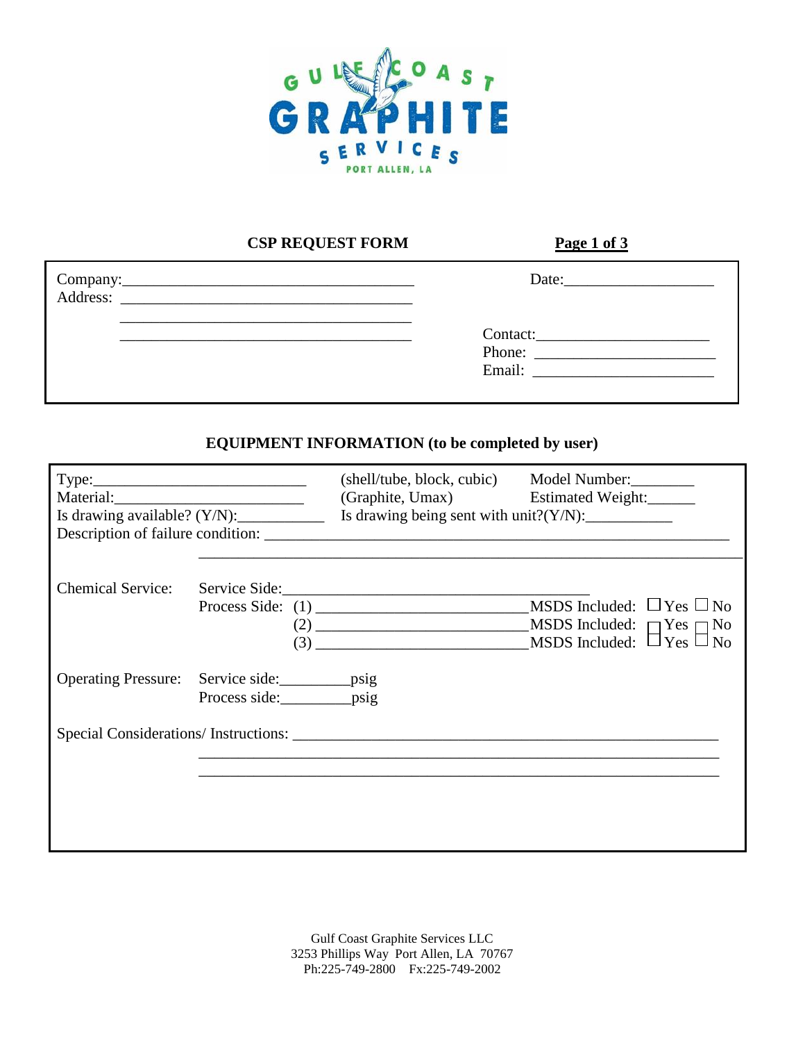GULF COAST GRAPHITE SERVICES
PORT ALLEN, LA

## CSP REQUEST FORM

**Page 1 of 3**

Company:_______________________________________ Date:___________________

Address: _______________________________________

_______________________________________

_______________________________________

Contact:______________________

Phone: ______________________

Email: ______________________

## EQUIPMENT INFORMATION (to be completed by user)

Type:___________________________ (shell/tube, block, cubic) Model Number:________

Material:______________________ (Graphite, Umax) Estimated Weight:______

Is drawing available? (Y/N):___________ Is drawing being sent with unit?(Y/N):___________

Description of failure condition: ___________________________________________________________

___________________________________________________________________

Chemical Service: Service Side:________________________________________

Process Side: (1) ___________________________ MSDS Included: ☐ Yes ☐ No

(2) ___________________________ MSDS Included: ☐ Yes ☐ No

(3) ___________________________ MSDS Included: ☐ Yes ☐ No

Operating Pressure: Service side:_________psig

Process side:_________psig

Special Considerations/ Instructions: _______________________________________________________

___________________________________________________________________

___________________________________________________________________

Gulf Coast Graphite Services LLC
3253 Phillips Way Port Allen, LA 70767
Ph:225-749-2800 Fx:225-749-2002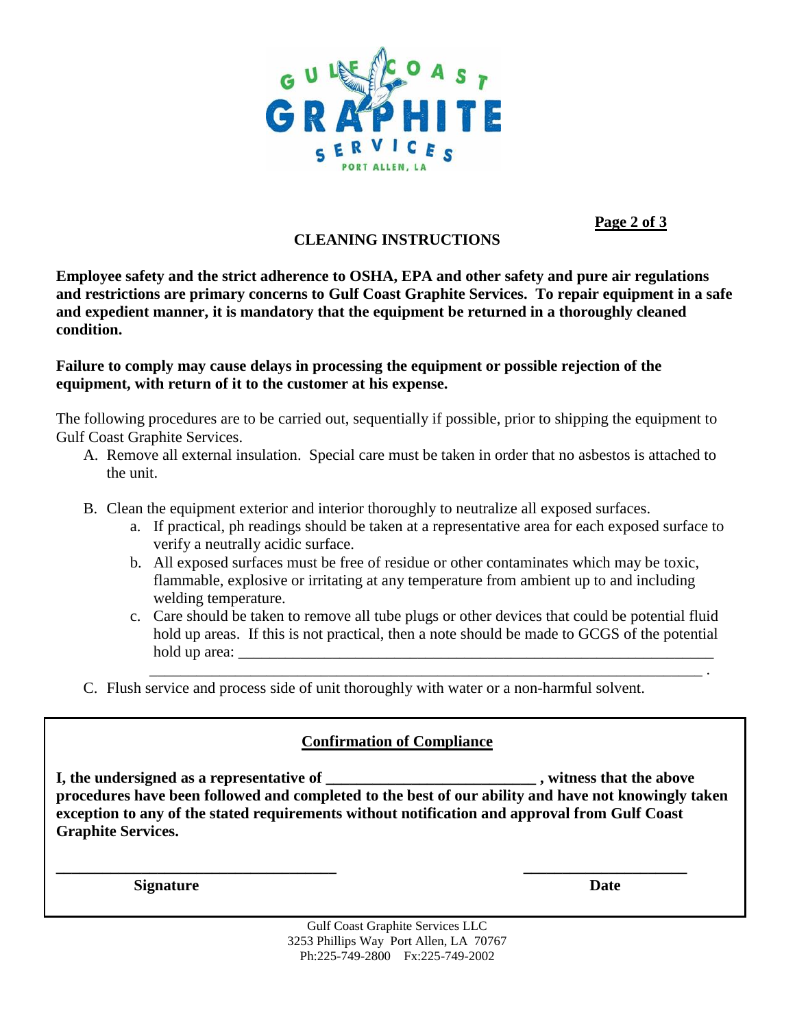GULF COAST GRAPHITE SERVICES
PORT ALLEN, LA

## CLEANING INSTRUCTIONS

**Employee safety and the strict adherence to OSHA, EPA and other safety and pure air regulations and restrictions are primary concerns to Gulf Coast Graphite Services. To repair equipment in a safe and expedient manner, it is mandatory that the equipment be returned in a thoroughly cleaned condition.**

**Failure to comply may cause delays in processing the equipment or possible rejection of the equipment, with return of it to the customer at his expense.**

The following procedures are to be carried out, sequentially if possible, prior to shipping the equipment to Gulf Coast Graphite Services.

A. Remove all external insulation. Special care must be taken in order that no asbestos is attached to the unit.

B. Clean the equipment exterior and interior thoroughly to neutralize all exposed surfaces.
   a. If practical, ph readings should be taken at a representative area for each exposed surface to verify a neutrally acidic surface.
   b. All exposed surfaces must be free of residue or other contaminates which may be toxic, flammable, explosive or irritating at any temperature from ambient up to and including welding temperature.
   c. Care should be taken to remove all tube plugs or other devices that could be potential fluid hold up areas. If this is not practical, then a note should be made to GCGS of the potential hold up area: ______________________________________________________________
   ______________________________________________________________________ .

C. Flush service and process side of unit thoroughly with water or a non-harmful solvent.

### Confirmation of Compliance

**I, the undersigned as a representative of ___________________________ , witness that the above procedures have been followed and completed to the best of our ability and have not knowingly taken exception to any of the stated requirements without notification and approval from Gulf Coast Graphite Services.**

_____________________________________ _____________________

**Signature** **Date**

Gulf Coast Graphite Services LLC
3253 Phillips Way Port Allen, LA 70767
Ph:225-749-2800 Fx:225-749-2002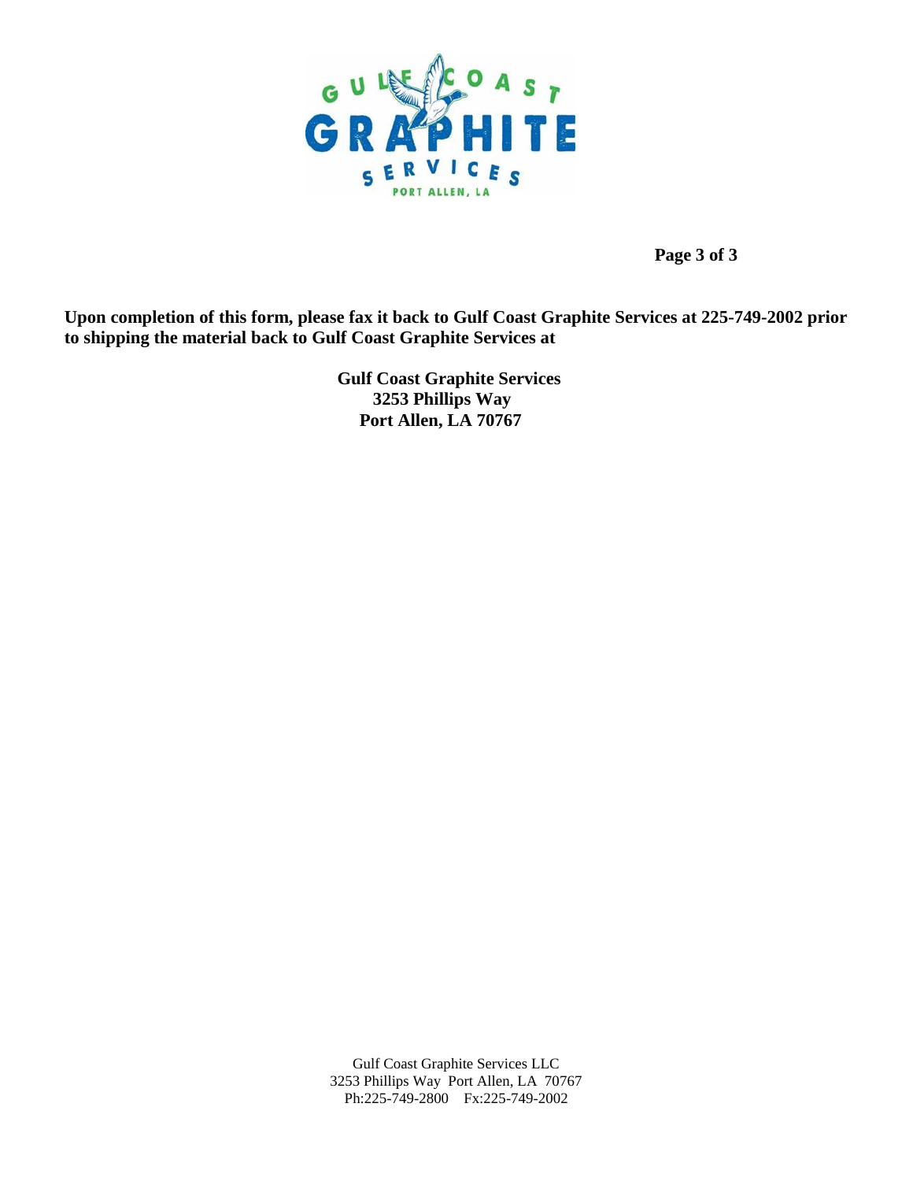**Upon completion of this form, please fax it back to Gulf Coast Graphite Services at 225-749-2002 prior to shipping the material back to Gulf Coast Graphite Services at**

**Gulf Coast Graphite Services**
**3253 Phillips Way**
**Port Allen, LA 70767**

Gulf Coast Graphite Services LLC
3253 Phillips Way Port Allen, LA 70767
Ph:225-749-2800 Fx:225-749-2002